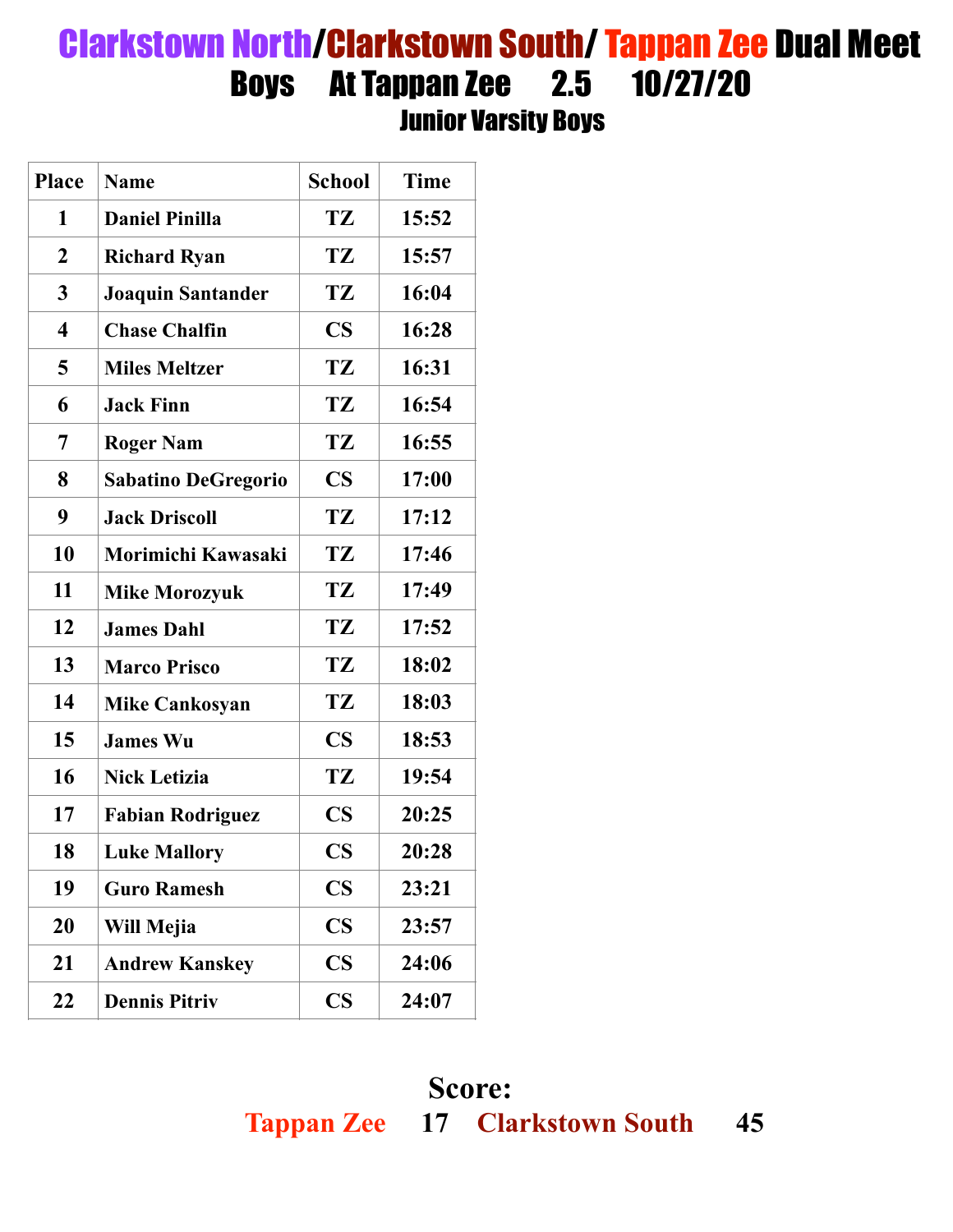# Clarkstown North/Clarkstown South/ Tappan Zee Dual Meet

## Boys At Tappan Zee 2.5 10/27/20

### Junior Varsity Boys

| Place | Name | School | Time |
|---|---|---|---|
| 1 | Daniel Pinilla | TZ | 15:52 |
| 2 | Richard Ryan | TZ | 15:57 |
| 3 | Joaquin Santander | TZ | 16:04 |
| 4 | Chase Chalfin | CS | 16:28 |
| 5 | Miles Meltzer | TZ | 16:31 |
| 6 | Jack Finn | TZ | 16:54 |
| 7 | Roger Nam | TZ | 16:55 |
| 8 | Sabatino DeGregorio | CS | 17:00 |
| 9 | Jack Driscoll | TZ | 17:12 |
| 10 | Morimichi Kawasaki | TZ | 17:46 |
| 11 | Mike Morozyuk | TZ | 17:49 |
| 12 | James Dahl | TZ | 17:52 |
| 13 | Marco Prisco | TZ | 18:02 |
| 14 | Mike Cankosyan | TZ | 18:03 |
| 15 | James Wu | CS | 18:53 |
| 16 | Nick Letizia | TZ | 19:54 |
| 17 | Fabian Rodriguez | CS | 20:25 |
| 18 | Luke Mallory | CS | 20:28 |
| 19 | Guro Ramesh | CS | 23:21 |
| 20 | Will Mejia | CS | 23:57 |
| 21 | Andrew Kanskey | CS | 24:06 |
| 22 | Dennis Pitriv | CS | 24:07 |

**Score:**

**Tappan Zee 17 Clarkstown South 45**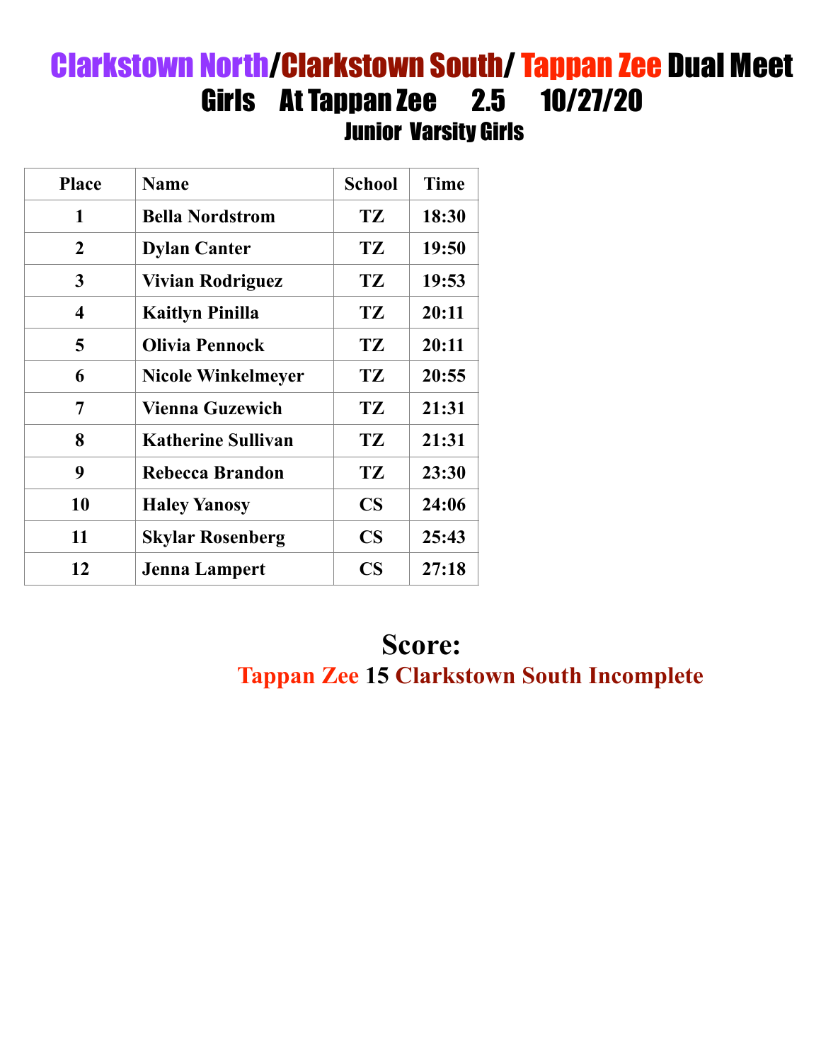# Clarkstown North/Clarkstown South/ Tappan Zee Dual Meet

## Girls At Tappan Zee 2.5 10/27/20

### Junior Varsity Girls

| Place | Name | School | Time |
|---|---|---|---|
| 1 | Bella Nordstrom | TZ | 18:30 |
| 2 | Dylan Canter | TZ | 19:50 |
| 3 | Vivian Rodriguez | TZ | 19:53 |
| 4 | Kaitlyn Pinilla | TZ | 20:11 |
| 5 | Olivia Pennock | TZ | 20:11 |
| 6 | Nicole Winkelmeyer | TZ | 20:55 |
| 7 | Vienna Guzewich | TZ | 21:31 |
| 8 | Katherine Sullivan | TZ | 21:31 |
| 9 | Rebecca Brandon | TZ | 23:30 |
| 10 | Haley Yanosy | CS | 24:06 |
| 11 | Skylar Rosenberg | CS | 25:43 |
| 12 | Jenna Lampert | CS | 27:18 |

**Score:**

**Tappan Zee 15 Clarkstown South Incomplete**